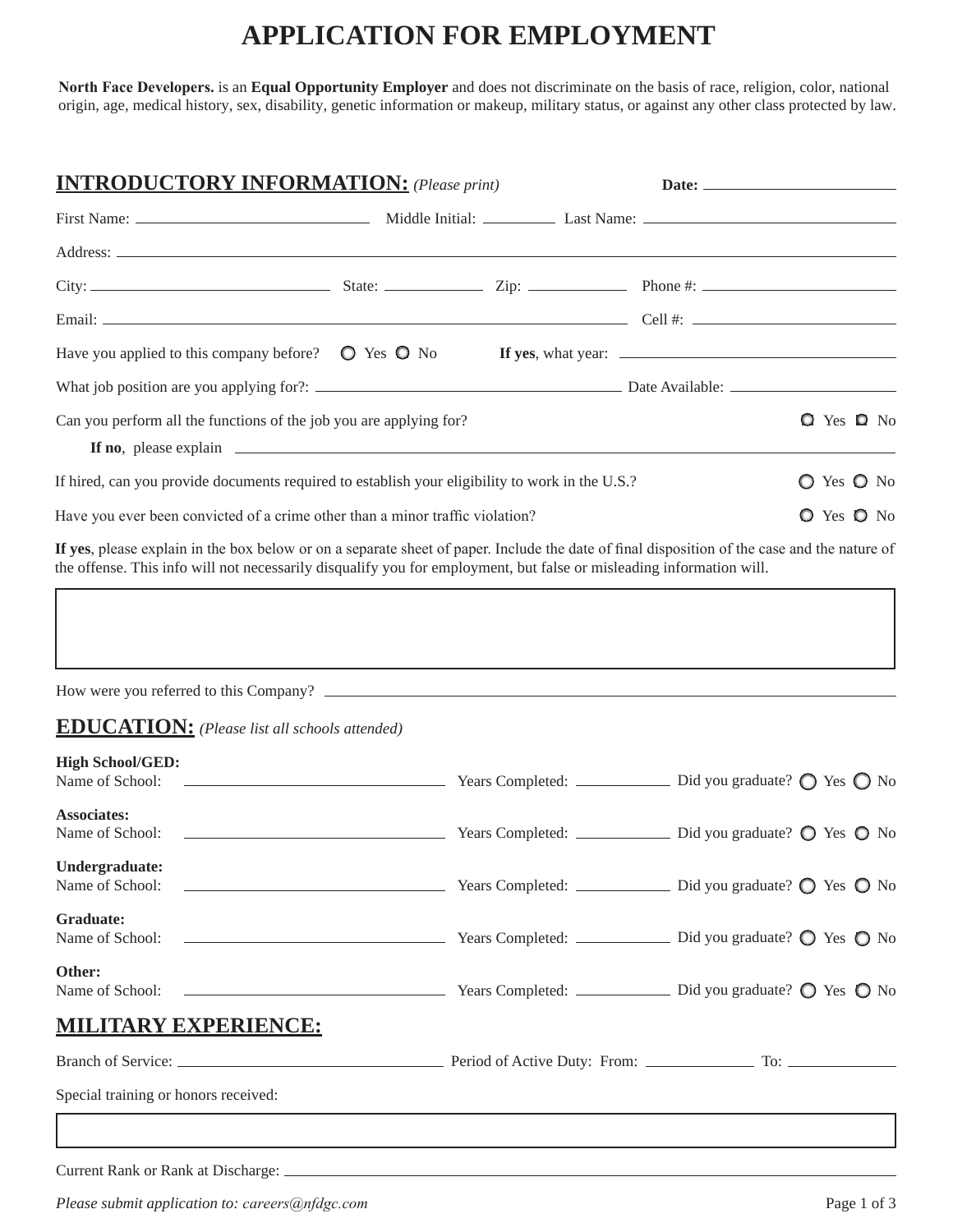# APPLICATION FOR EMPLOYMENT

**North Face Developers.** is an **Equal Opportunity Employer** and does not discriminate on the basis of race, religion, color, national origin, age, medical history, sex, disability, genetic information or makeup, military status, or against any other class protected by law.

## INTRODUCTORY INFORMATION: *(Please print)*

**Date:** ______________

First Name: ______________ Middle Initial: ______ Last Name: ______________

Address: ______________________________

City: ______________ State: ________ Zip: ________ Phone #: ______________

Email: ______________________________ Cell #: ______________

Have you applied to this company before? ○ Yes ○ No **If yes**, what year: ______________

What job position are you applying for?: ______________ Date Available: ______________

Can you perform all the functions of the job you are applying for? ○ Yes ○ No

**If no**, please explain ______________________________

If hired, can you provide documents required to establish your eligibility to work in the U.S.? ○ Yes ○ No

Have you ever been convicted of a crime other than a minor traffic violation? ○ Yes ○ No

**If yes**, please explain in the box below or on a separate sheet of paper. Include the date of final disposition of the case and the nature of the offense. This info will not necessarily disqualify you for employment, but false or misleading information will.

How were you referred to this Company? ______________________________

## EDUCATION: *(Please list all schools attended)*

**High School/GED:**
Name of School: ______________ Years Completed: ________ Did you graduate? ○ Yes ○ No

**Associates:**
Name of School: ______________ Years Completed: ________ Did you graduate? ○ Yes ○ No

**Undergraduate:**
Name of School: ______________ Years Completed: ________ Did you graduate? ○ Yes ○ No

**Graduate:**
Name of School: ______________ Years Completed: ________ Did you graduate? ○ Yes ○ No

**Other:**
Name of School: ______________ Years Completed: ________ Did you graduate? ○ Yes ○ No

## MILITARY EXPERIENCE:

Branch of Service: ______________ Period of Active Duty: From: ________ To: ________

Special training or honors received:

Current Rank or Rank at Discharge: ______________________________

*Please submit application to: careers@nfdgc.com*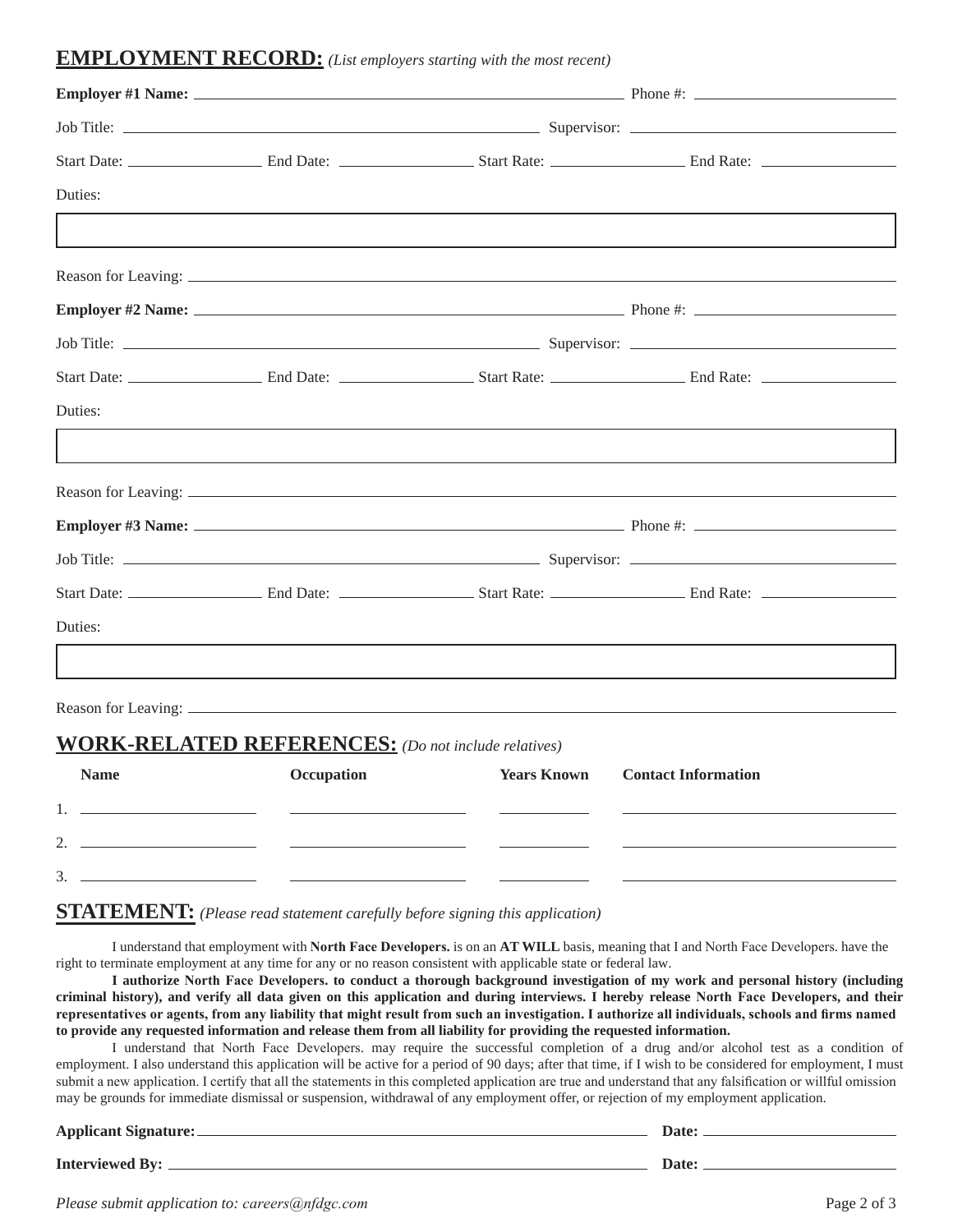## EMPLOYMENT RECORD: *(List employers starting with the most recent)*

**Employer #1 Name:** ______________________ Phone #: ______________

Job Title: ______________________ Supervisor: ______________

Start Date: __________ End Date: __________ Start Rate: __________ End Rate: __________

Duties:

Reason for Leaving: ______________________

**Employer #2 Name:** ______________________ Phone #: ______________

Job Title: ______________________ Supervisor: ______________

Start Date: __________ End Date: __________ Start Rate: __________ End Rate: __________

Duties:

Reason for Leaving: ______________________

**Employer #3 Name:** ______________________ Phone #: ______________

Job Title: ______________________ Supervisor: ______________

Start Date: __________ End Date: __________ Start Rate: __________ End Rate: __________

Duties:

Reason for Leaving: ______________________

## WORK-RELATED REFERENCES: *(Do not include relatives)*

| | Name | Occupation | Years Known | Contact Information |
|---|---|---|---|---|
| 1. | | | | |
| 2. | | | | |
| 3. | | | | |

## STATEMENT: *(Please read statement carefully before signing this application)*

I understand that employment with **North Face Developers.** is on an **AT WILL** basis, meaning that I and North Face Developers. have the right to terminate employment at any time for any or no reason consistent with applicable state or federal law.

**I authorize North Face Developers. to conduct a thorough background investigation of my work and personal history (including criminal history), and verify all data given on this application and during interviews. I hereby release North Face Developers, and their representatives or agents, from any liability that might result from such an investigation. I authorize all individuals, schools and firms named to provide any requested information and release them from all liability for providing the requested information.**

I understand that North Face Developers. may require the successful completion of a drug and/or alcohol test as a condition of employment. I also understand this application will be active for a period of 90 days; after that time, if I wish to be considered for employment, I must submit a new application. I certify that all the statements in this completed application are true and understand that any falsification or willful omission may be grounds for immediate dismissal or suspension, withdrawal of any employment offer, or rejection of my employment application.

**Applicant Signature:** ______________________ **Date:** ______________

**Interviewed By:** ______________________ **Date:** ______________

*Please submit application to: careers@nfdgc.com*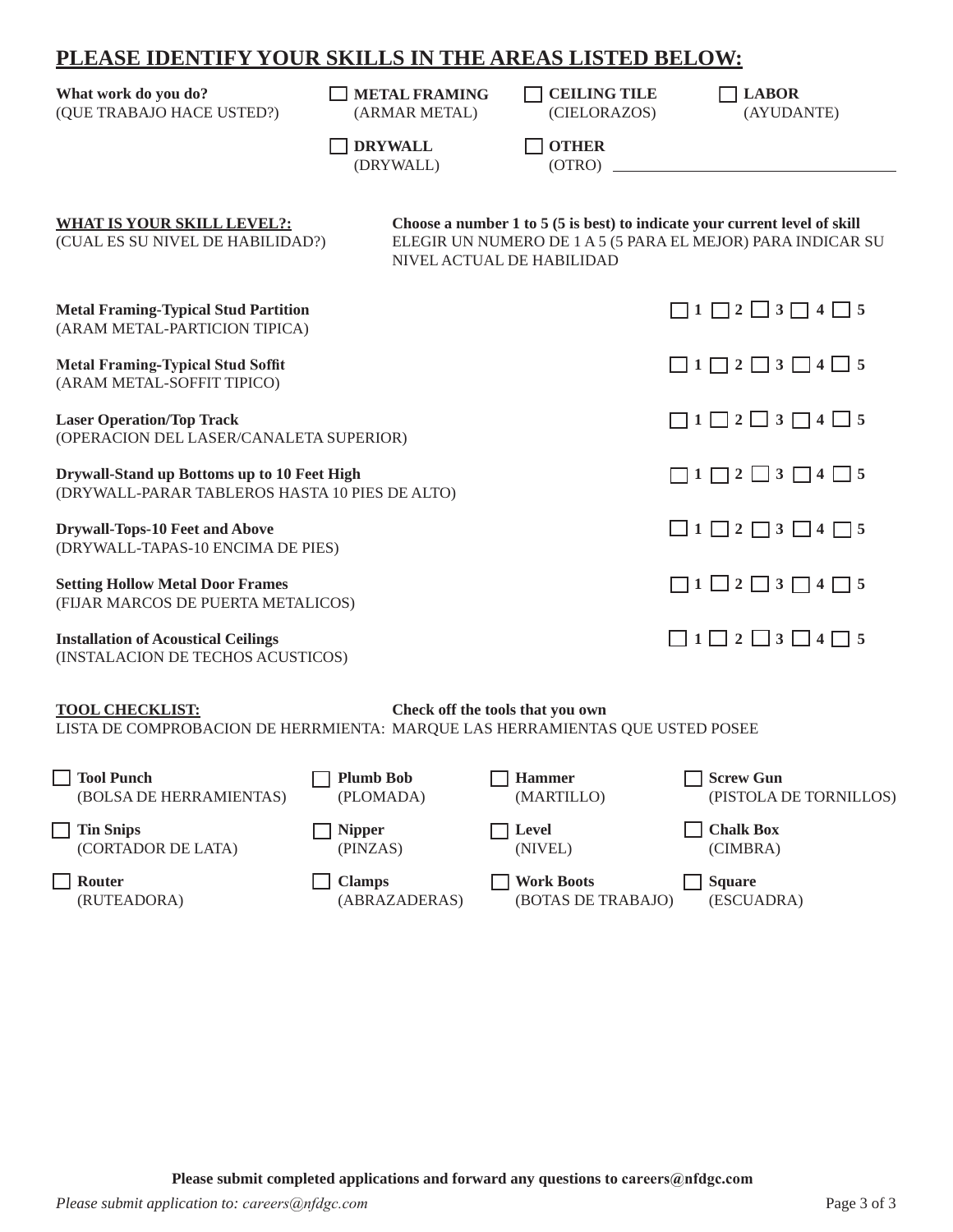## PLEASE IDENTIFY YOUR SKILLS IN THE AREAS LISTED BELOW:

**What work do you do?**
(QUE TRABAJO HACE USTED?)

☐ **METAL FRAMING** (ARMAR METAL)   ☐ **CEILING TILE** (CIELORAZOS)   ☐ **LABOR** (AYUDANTE)

☐ **DRYWALL** (DRYWALL)   ☐ **OTHER** (OTRO) ______________________

**WHAT IS YOUR SKILL LEVEL?:**
(CUAL ES SU NIVEL DE HABILIDAD?)

**Choose a number 1 to 5 (5 is best) to indicate your current level of skill**
ELEGIR UN NUMERO DE 1 A 5 (5 PARA EL MEJOR) PARA INDICAR SU NIVEL ACTUAL DE HABILIDAD

| | |
|---|---|
| **Metal Framing-Typical Stud Partition** (ARAM METAL-PARTICION TIPICA) | ☐ **1** ☐ **2** ☐ **3** ☐ **4** ☐ **5** |
| **Metal Framing-Typical Stud Soffit** (ARAM METAL-SOFFIT TIPICO) | ☐ **1** ☐ **2** ☐ **3** ☐ **4** ☐ **5** |
| **Laser Operation/Top Track** (OPERACION DEL LASER/CANALETA SUPERIOR) | ☐ **1** ☐ **2** ☐ **3** ☐ **4** ☐ **5** |
| **Drywall-Stand up Bottoms up to 10 Feet High** (DRYWALL-PARAR TABLEROS HASTA 10 PIES DE ALTO) | ☐ **1** ☐ **2** ☐ **3** ☐ **4** ☐ **5** |
| **Drywall-Tops-10 Feet and Above** (DRYWALL-TAPAS-10 ENCIMA DE PIES) | ☐ **1** ☐ **2** ☐ **3** ☐ **4** ☐ **5** |
| **Setting Hollow Metal Door Frames** (FIJAR MARCOS DE PUERTA METALICOS) | ☐ **1** ☐ **2** ☐ **3** ☐ **4** ☐ **5** |
| **Installation of Acoustical Ceilings** (INSTALACION DE TECHOS ACUSTICOS) | ☐ **1** ☐ **2** ☐ **3** ☐ **4** ☐ **5** |

**TOOL CHECKLIST:**   **Check off the tools that you own**
LISTA DE COMPROBACION DE HERRMIENTA: MARQUE LAS HERRAMIENTAS QUE USTED POSEE

| | | | |
|---|---|---|---|
| ☐ **Tool Punch** (BOLSA DE HERRAMIENTAS) | ☐ **Plumb Bob** (PLOMADA) | ☐ **Hammer** (MARTILLO) | ☐ **Screw Gun** (PISTOLA DE TORNILLOS) |
| ☐ **Tin Snips** (CORTADOR DE LATA) | ☐ **Nipper** (PINZAS) | ☐ **Level** (NIVEL) | ☐ **Chalk Box** (CIMBRA) |
| ☐ **Router** (RUTEADORA) | ☐ **Clamps** (ABRAZADERAS) | ☐ **Work Boots** (BOTAS DE TRABAJO) | ☐ **Square** (ESCUADRA) |

**Please submit completed applications and forward any questions to careers@nfdgc.com**

*Please submit application to: careers@nfdgc.com*